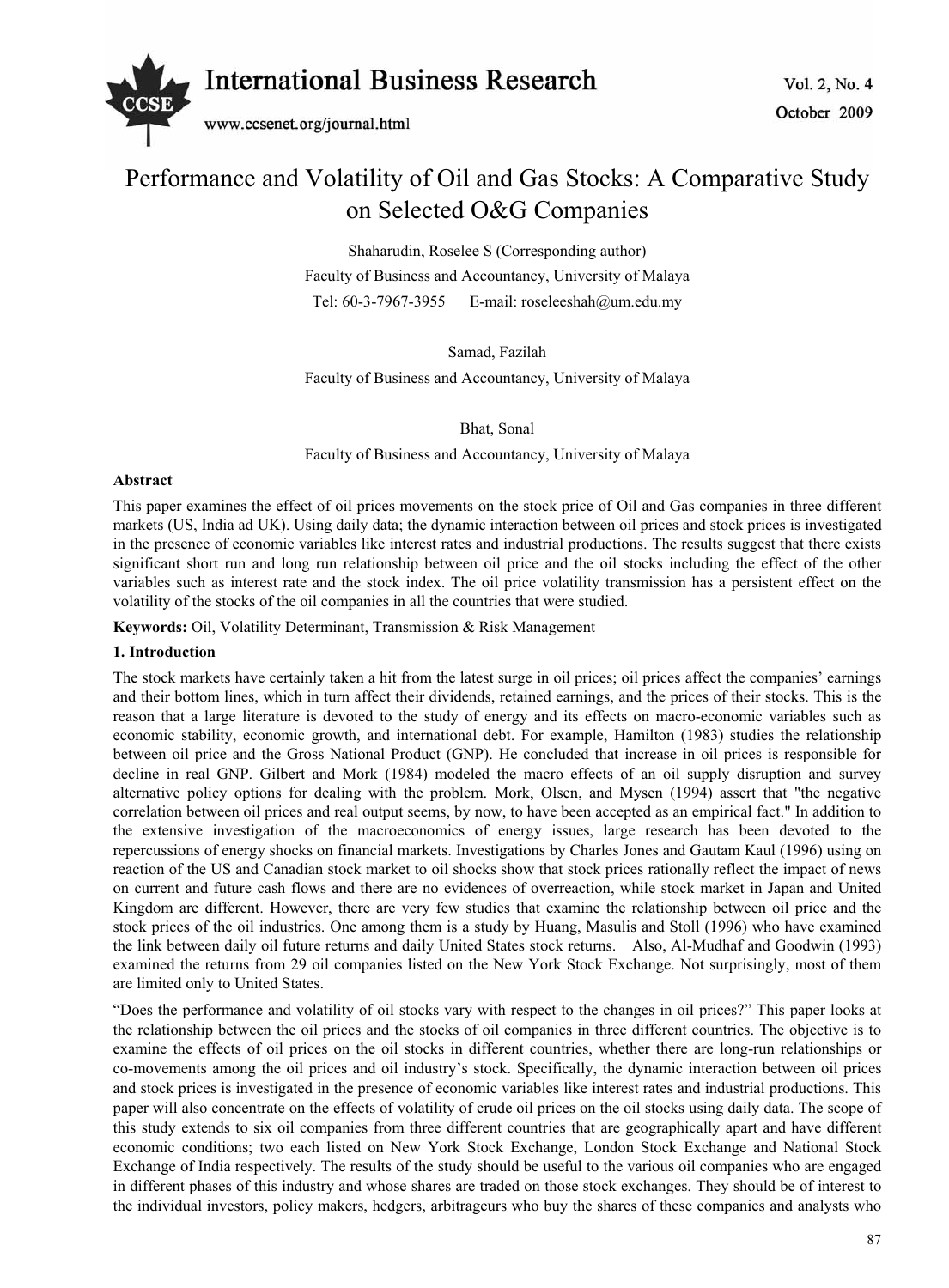# Performance and Volatility of Oil and Gas Stocks: A Comparative Study on Selected O&G Companies

Shaharudin, Roselee S (Corresponding author)

Faculty of Business and Accountancy, University of Malaya

Tel: 60-3-7967-3955 E-mail: roseleeshah@um.edu.my

Samad, Fazilah

Faculty of Business and Accountancy, University of Malaya

Bhat, Sonal

Faculty of Business and Accountancy, University of Malaya

**Abstract**

This paper examines the effect of oil prices movements on the stock price of Oil and Gas companies in three different markets (US, India ad UK). Using daily data; the dynamic interaction between oil prices and stock prices is investigated in the presence of economic variables like interest rates and industrial productions. The results suggest that there exists significant short run and long run relationship between oil price and the oil stocks including the effect of the other variables such as interest rate and the stock index. The oil price volatility transmission has a persistent effect on the volatility of the stocks of the oil companies in all the countries that were studied.

**Keywords:** Oil, Volatility Determinant, Transmission & Risk Management

## 1. Introduction

The stock markets have certainly taken a hit from the latest surge in oil prices; oil prices affect the companies' earnings and their bottom lines, which in turn affect their dividends, retained earnings, and the prices of their stocks. This is the reason that a large literature is devoted to the study of energy and its effects on macro-economic variables such as economic stability, economic growth, and international debt. For example, Hamilton (1983) studies the relationship between oil price and the Gross National Product (GNP). He concluded that increase in oil prices is responsible for decline in real GNP. Gilbert and Mork (1984) modeled the macro effects of an oil supply disruption and survey alternative policy options for dealing with the problem. Mork, Olsen, and Mysen (1994) assert that "the negative correlation between oil prices and real output seems, by now, to have been accepted as an empirical fact." In addition to the extensive investigation of the macroeconomics of energy issues, large research has been devoted to the repercussions of energy shocks on financial markets. Investigations by Charles Jones and Gautam Kaul (1996) using on reaction of the US and Canadian stock market to oil shocks show that stock prices rationally reflect the impact of news on current and future cash flows and there are no evidences of overreaction, while stock market in Japan and United Kingdom are different. However, there are very few studies that examine the relationship between oil price and the stock prices of the oil industries. One among them is a study by Huang, Masulis and Stoll (1996) who have examined the link between daily oil future returns and daily United States stock returns. Also, Al-Mudhaf and Goodwin (1993) examined the returns from 29 oil companies listed on the New York Stock Exchange. Not surprisingly, most of them are limited only to United States.

"Does the performance and volatility of oil stocks vary with respect to the changes in oil prices?" This paper looks at the relationship between the oil prices and the stocks of oil companies in three different countries. The objective is to examine the effects of oil prices on the oil stocks in different countries, whether there are long-run relationships or co-movements among the oil prices and oil industry's stock. Specifically, the dynamic interaction between oil prices and stock prices is investigated in the presence of economic variables like interest rates and industrial productions. This paper will also concentrate on the effects of volatility of crude oil prices on the oil stocks using daily data. The scope of this study extends to six oil companies from three different countries that are geographically apart and have different economic conditions; two each listed on New York Stock Exchange, London Stock Exchange and National Stock Exchange of India respectively. The results of the study should be useful to the various oil companies who are engaged in different phases of this industry and whose shares are traded on those stock exchanges. They should be of interest to the individual investors, policy makers, hedgers, arbitrageurs who buy the shares of these companies and analysts who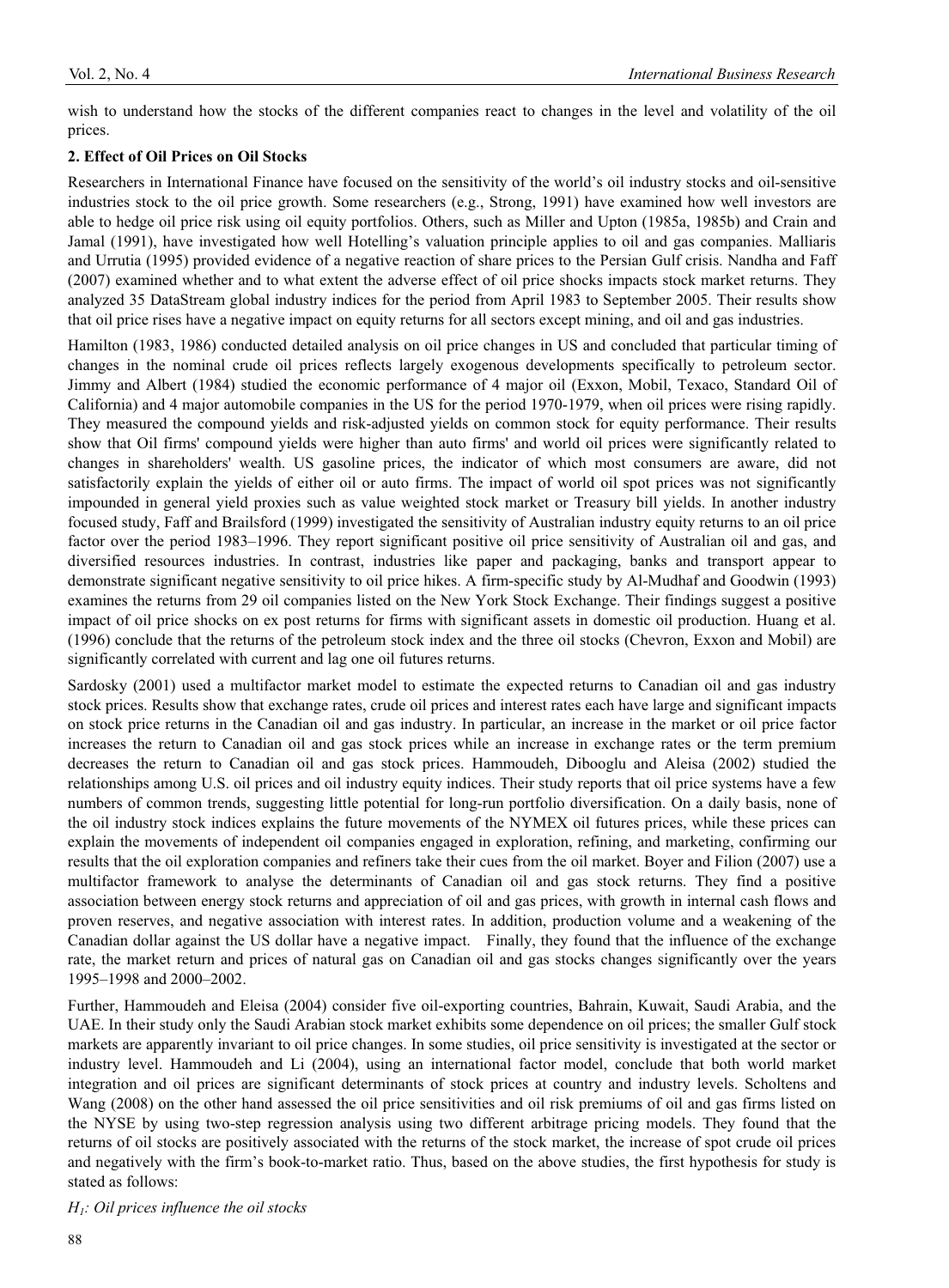wish to understand how the stocks of the different companies react to changes in the level and volatility of the oil prices.

## 2. Effect of Oil Prices on Oil Stocks

Researchers in International Finance have focused on the sensitivity of the world's oil industry stocks and oil-sensitive industries stock to the oil price growth. Some researchers (e.g., Strong, 1991) have examined how well investors are able to hedge oil price risk using oil equity portfolios. Others, such as Miller and Upton (1985a, 1985b) and Crain and Jamal (1991), have investigated how well Hotelling's valuation principle applies to oil and gas companies. Malliaris and Urrutia (1995) provided evidence of a negative reaction of share prices to the Persian Gulf crisis. Nandha and Faff (2007) examined whether and to what extent the adverse effect of oil price shocks impacts stock market returns. They analyzed 35 DataStream global industry indices for the period from April 1983 to September 2005. Their results show that oil price rises have a negative impact on equity returns for all sectors except mining, and oil and gas industries.

Hamilton (1983, 1986) conducted detailed analysis on oil price changes in US and concluded that particular timing of changes in the nominal crude oil prices reflects largely exogenous developments specifically to petroleum sector. Jimmy and Albert (1984) studied the economic performance of 4 major oil (Exxon, Mobil, Texaco, Standard Oil of California) and 4 major automobile companies in the US for the period 1970-1979, when oil prices were rising rapidly. They measured the compound yields and risk-adjusted yields on common stock for equity performance. Their results show that Oil firms' compound yields were higher than auto firms' and world oil prices were significantly related to changes in shareholders' wealth. US gasoline prices, the indicator of which most consumers are aware, did not satisfactorily explain the yields of either oil or auto firms. The impact of world oil spot prices was not significantly impounded in general yield proxies such as value weighted stock market or Treasury bill yields. In another industry focused study, Faff and Brailsford (1999) investigated the sensitivity of Australian industry equity returns to an oil price factor over the period 1983–1996. They report significant positive oil price sensitivity of Australian oil and gas, and diversified resources industries. In contrast, industries like paper and packaging, banks and transport appear to demonstrate significant negative sensitivity to oil price hikes. A firm-specific study by Al-Mudhaf and Goodwin (1993) examines the returns from 29 oil companies listed on the New York Stock Exchange. Their findings suggest a positive impact of oil price shocks on ex post returns for firms with significant assets in domestic oil production. Huang et al. (1996) conclude that the returns of the petroleum stock index and the three oil stocks (Chevron, Exxon and Mobil) are significantly correlated with current and lag one oil futures returns.

Sardosky (2001) used a multifactor market model to estimate the expected returns to Canadian oil and gas industry stock prices. Results show that exchange rates, crude oil prices and interest rates each have large and significant impacts on stock price returns in the Canadian oil and gas industry. In particular, an increase in the market or oil price factor increases the return to Canadian oil and gas stock prices while an increase in exchange rates or the term premium decreases the return to Canadian oil and gas stock prices. Hammoudeh, Dibooglu and Aleisa (2002) studied the relationships among U.S. oil prices and oil industry equity indices. Their study reports that oil price systems have a few numbers of common trends, suggesting little potential for long-run portfolio diversification. On a daily basis, none of the oil industry stock indices explains the future movements of the NYMEX oil futures prices, while these prices can explain the movements of independent oil companies engaged in exploration, refining, and marketing, confirming our results that the oil exploration companies and refiners take their cues from the oil market. Boyer and Filion (2007) use a multifactor framework to analyse the determinants of Canadian oil and gas stock returns. They find a positive association between energy stock returns and appreciation of oil and gas prices, with growth in internal cash flows and proven reserves, and negative association with interest rates. In addition, production volume and a weakening of the Canadian dollar against the US dollar have a negative impact. Finally, they found that the influence of the exchange rate, the market return and prices of natural gas on Canadian oil and gas stocks changes significantly over the years 1995–1998 and 2000–2002.

Further, Hammoudeh and Eleisa (2004) consider five oil-exporting countries, Bahrain, Kuwait, Saudi Arabia, and the UAE. In their study only the Saudi Arabian stock market exhibits some dependence on oil prices; the smaller Gulf stock markets are apparently invariant to oil price changes. In some studies, oil price sensitivity is investigated at the sector or industry level. Hammoudeh and Li (2004), using an international factor model, conclude that both world market integration and oil prices are significant determinants of stock prices at country and industry levels. Scholtens and Wang (2008) on the other hand assessed the oil price sensitivities and oil risk premiums of oil and gas firms listed on the NYSE by using two-step regression analysis using two different arbitrage pricing models. They found that the returns of oil stocks are positively associated with the returns of the stock market, the increase of spot crude oil prices and negatively with the firm's book-to-market ratio. Thus, based on the above studies, the first hypothesis for study is stated as follows:

*$H_1$: Oil prices influence the oil stocks*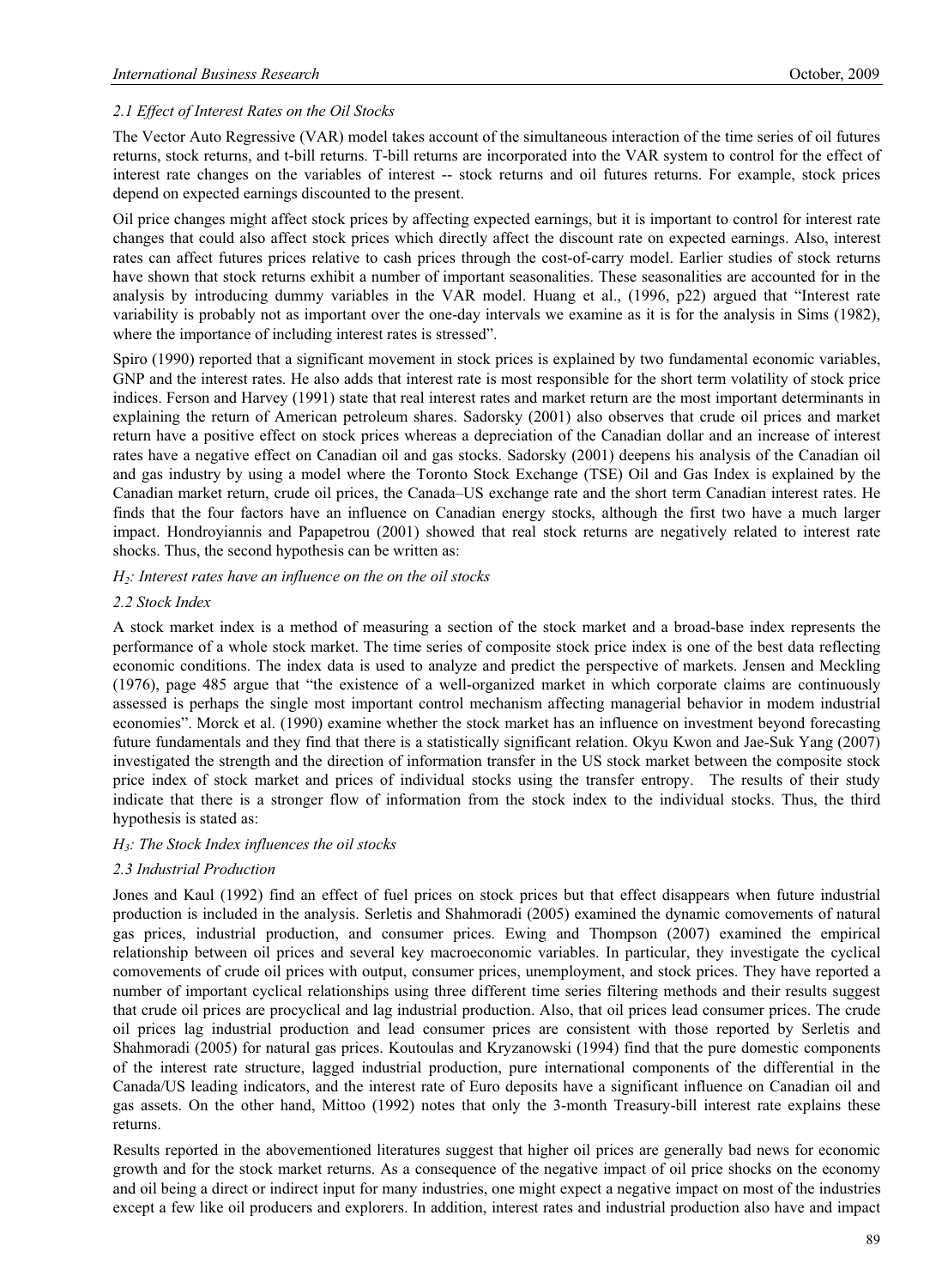### *2.1 Effect of Interest Rates on the Oil Stocks*

The Vector Auto Regressive (VAR) model takes account of the simultaneous interaction of the time series of oil futures returns, stock returns, and t-bill returns. T-bill returns are incorporated into the VAR system to control for the effect of interest rate changes on the variables of interest -- stock returns and oil futures returns. For example, stock prices depend on expected earnings discounted to the present.

Oil price changes might affect stock prices by affecting expected earnings, but it is important to control for interest rate changes that could also affect stock prices which directly affect the discount rate on expected earnings. Also, interest rates can affect futures prices relative to cash prices through the cost-of-carry model. Earlier studies of stock returns have shown that stock returns exhibit a number of important seasonalities. These seasonalities are accounted for in the analysis by introducing dummy variables in the VAR model. Huang et al., (1996, p22) argued that "Interest rate variability is probably not as important over the one-day intervals we examine as it is for the analysis in Sims (1982), where the importance of including interest rates is stressed".

Spiro (1990) reported that a significant movement in stock prices is explained by two fundamental economic variables, GNP and the interest rates. He also adds that interest rate is most responsible for the short term volatility of stock price indices. Ferson and Harvey (1991) state that real interest rates and market return are the most important determinants in explaining the return of American petroleum shares. Sadorsky (2001) also observes that crude oil prices and market return have a positive effect on stock prices whereas a depreciation of the Canadian dollar and an increase of interest rates have a negative effect on Canadian oil and gas stocks. Sadorsky (2001) deepens his analysis of the Canadian oil and gas industry by using a model where the Toronto Stock Exchange (TSE) Oil and Gas Index is explained by the Canadian market return, crude oil prices, the Canada–US exchange rate and the short term Canadian interest rates. He finds that the four factors have an influence on Canadian energy stocks, although the first two have a much larger impact. Hondroyiannis and Papapetrou (2001) showed that real stock returns are negatively related to interest rate shocks. Thus, the second hypothesis can be written as:

*$H_2$: Interest rates have an influence on the on the oil stocks*

### *2.2 Stock Index*

A stock market index is a method of measuring a section of the stock market and a broad-base index represents the performance of a whole stock market. The time series of composite stock price index is one of the best data reflecting economic conditions. The index data is used to analyze and predict the perspective of markets. Jensen and Meckling (1976), page 485 argue that "the existence of a well-organized market in which corporate claims are continuously assessed is perhaps the single most important control mechanism affecting managerial behavior in modem industrial economies". Morck et al. (1990) examine whether the stock market has an influence on investment beyond forecasting future fundamentals and they find that there is a statistically significant relation. Okyu Kwon and Jae-Suk Yang (2007) investigated the strength and the direction of information transfer in the US stock market between the composite stock price index of stock market and prices of individual stocks using the transfer entropy. The results of their study indicate that there is a stronger flow of information from the stock index to the individual stocks. Thus, the third hypothesis is stated as:

*$H_3$: The Stock Index influences the oil stocks*

### *2.3 Industrial Production*

Jones and Kaul (1992) find an effect of fuel prices on stock prices but that effect disappears when future industrial production is included in the analysis. Serletis and Shahmoradi (2005) examined the dynamic comovements of natural gas prices, industrial production, and consumer prices. Ewing and Thompson (2007) examined the empirical relationship between oil prices and several key macroeconomic variables. In particular, they investigate the cyclical comovements of crude oil prices with output, consumer prices, unemployment, and stock prices. They have reported a number of important cyclical relationships using three different time series filtering methods and their results suggest that crude oil prices are procyclical and lag industrial production. Also, that oil prices lead consumer prices. The crude oil prices lag industrial production and lead consumer prices are consistent with those reported by Serletis and Shahmoradi (2005) for natural gas prices. Koutoulas and Kryzanowski (1994) find that the pure domestic components of the interest rate structure, lagged industrial production, pure international components of the differential in the Canada/US leading indicators, and the interest rate of Euro deposits have a significant influence on Canadian oil and gas assets. On the other hand, Mittoo (1992) notes that only the 3-month Treasury-bill interest rate explains these returns.

Results reported in the abovementioned literatures suggest that higher oil prices are generally bad news for economic growth and for the stock market returns. As a consequence of the negative impact of oil price shocks on the economy and oil being a direct or indirect input for many industries, one might expect a negative impact on most of the industries except a few like oil producers and explorers. In addition, interest rates and industrial production also have and impact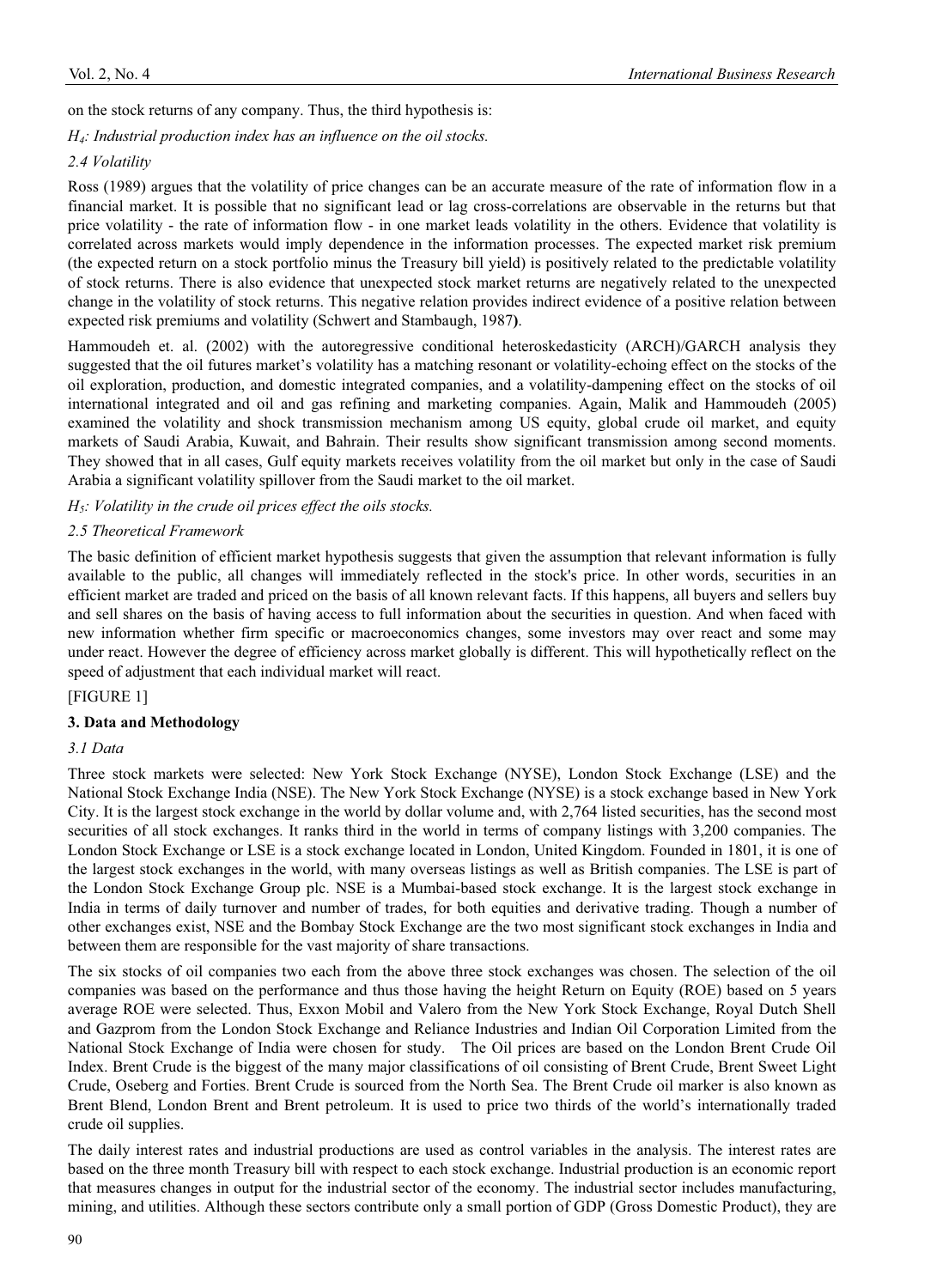on the stock returns of any company. Thus, the third hypothesis is:

*$H_4$: Industrial production index has an influence on the oil stocks.*

### 2.4 Volatility

Ross (1989) argues that the volatility of price changes can be an accurate measure of the rate of information flow in a financial market. It is possible that no significant lead or lag cross-correlations are observable in the returns but that price volatility - the rate of information flow - in one market leads volatility in the others. Evidence that volatility is correlated across markets would imply dependence in the information processes. The expected market risk premium (the expected return on a stock portfolio minus the Treasury bill yield) is positively related to the predictable volatility of stock returns. There is also evidence that unexpected stock market returns are negatively related to the unexpected change in the volatility of stock returns. This negative relation provides indirect evidence of a positive relation between expected risk premiums and volatility (Schwert and Stambaugh, 1987**)**.

Hammoudeh et. al. (2002) with the autoregressive conditional heteroskedasticity (ARCH)/GARCH analysis they suggested that the oil futures market's volatility has a matching resonant or volatility-echoing effect on the stocks of the oil exploration, production, and domestic integrated companies, and a volatility-dampening effect on the stocks of oil international integrated and oil and gas refining and marketing companies. Again, Malik and Hammoudeh (2005) examined the volatility and shock transmission mechanism among US equity, global crude oil market, and equity markets of Saudi Arabia, Kuwait, and Bahrain. Their results show significant transmission among second moments. They showed that in all cases, Gulf equity markets receives volatility from the oil market but only in the case of Saudi Arabia a significant volatility spillover from the Saudi market to the oil market.

*$H_5$: Volatility in the crude oil prices effect the oils stocks.*

### 2.5 Theoretical Framework

The basic definition of efficient market hypothesis suggests that given the assumption that relevant information is fully available to the public, all changes will immediately reflected in the stock's price. In other words, securities in an efficient market are traded and priced on the basis of all known relevant facts. If this happens, all buyers and sellers buy and sell shares on the basis of having access to full information about the securities in question. And when faced with new information whether firm specific or macroeconomics changes, some investors may over react and some may under react. However the degree of efficiency across market globally is different. This will hypothetically reflect on the speed of adjustment that each individual market will react.

[FIGURE 1]

## 3. Data and Methodology

### 3.1 Data

Three stock markets were selected: New York Stock Exchange (NYSE), London Stock Exchange (LSE) and the National Stock Exchange India (NSE). The New York Stock Exchange (NYSE) is a stock exchange based in New York City. It is the largest stock exchange in the world by dollar volume and, with 2,764 listed securities, has the second most securities of all stock exchanges. It ranks third in the world in terms of company listings with 3,200 companies. The London Stock Exchange or LSE is a stock exchange located in London, United Kingdom. Founded in 1801, it is one of the largest stock exchanges in the world, with many overseas listings as well as British companies. The LSE is part of the London Stock Exchange Group plc. NSE is a Mumbai-based stock exchange. It is the largest stock exchange in India in terms of daily turnover and number of trades, for both equities and derivative trading. Though a number of other exchanges exist, NSE and the Bombay Stock Exchange are the two most significant stock exchanges in India and between them are responsible for the vast majority of share transactions.

The six stocks of oil companies two each from the above three stock exchanges was chosen. The selection of the oil companies was based on the performance and thus those having the height Return on Equity (ROE) based on 5 years average ROE were selected. Thus, Exxon Mobil and Valero from the New York Stock Exchange, Royal Dutch Shell and Gazprom from the London Stock Exchange and Reliance Industries and Indian Oil Corporation Limited from the National Stock Exchange of India were chosen for study. The Oil prices are based on the London Brent Crude Oil Index. Brent Crude is the biggest of the many major classifications of oil consisting of Brent Crude, Brent Sweet Light Crude, Oseberg and Forties. Brent Crude is sourced from the North Sea. The Brent Crude oil marker is also known as Brent Blend, London Brent and Brent petroleum. It is used to price two thirds of the world's internationally traded crude oil supplies.

The daily interest rates and industrial productions are used as control variables in the analysis. The interest rates are based on the three month Treasury bill with respect to each stock exchange. Industrial production is an economic report that measures changes in output for the industrial sector of the economy. The industrial sector includes manufacturing, mining, and utilities. Although these sectors contribute only a small portion of GDP (Gross Domestic Product), they are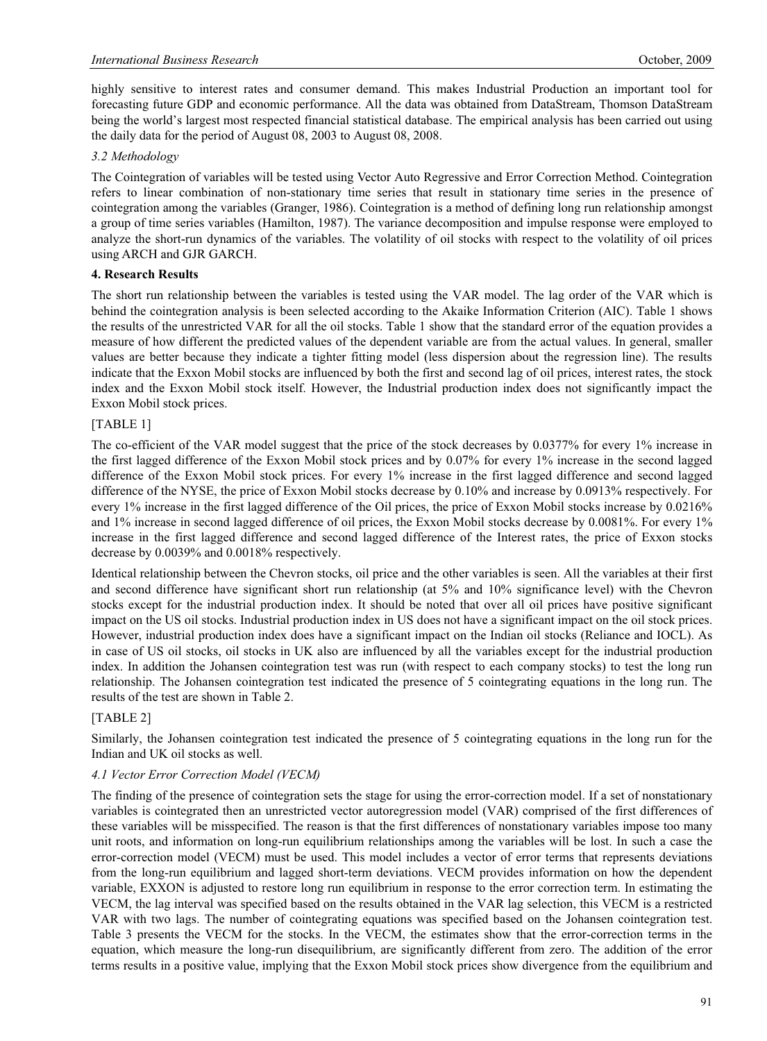highly sensitive to interest rates and consumer demand. This makes Industrial Production an important tool for forecasting future GDP and economic performance. All the data was obtained from DataStream, Thomson DataStream being the world's largest most respected financial statistical database. The empirical analysis has been carried out using the daily data for the period of August 08, 2003 to August 08, 2008.

### *3.2 Methodology*

The Cointegration of variables will be tested using Vector Auto Regressive and Error Correction Method. Cointegration refers to linear combination of non-stationary time series that result in stationary time series in the presence of cointegration among the variables (Granger, 1986). Cointegration is a method of defining long run relationship amongst a group of time series variables (Hamilton, 1987). The variance decomposition and impulse response were employed to analyze the short-run dynamics of the variables. The volatility of oil stocks with respect to the volatility of oil prices using ARCH and GJR GARCH.

## **4. Research Results**

The short run relationship between the variables is tested using the VAR model. The lag order of the VAR which is behind the cointegration analysis is been selected according to the Akaike Information Criterion (AIC). Table 1 shows the results of the unrestricted VAR for all the oil stocks. Table 1 show that the standard error of the equation provides a measure of how different the predicted values of the dependent variable are from the actual values. In general, smaller values are better because they indicate a tighter fitting model (less dispersion about the regression line). The results indicate that the Exxon Mobil stocks are influenced by both the first and second lag of oil prices, interest rates, the stock index and the Exxon Mobil stock itself. However, the Industrial production index does not significantly impact the Exxon Mobil stock prices.

[TABLE 1]

The co-efficient of the VAR model suggest that the price of the stock decreases by 0.0377% for every 1% increase in the first lagged difference of the Exxon Mobil stock prices and by 0.07% for every 1% increase in the second lagged difference of the Exxon Mobil stock prices. For every 1% increase in the first lagged difference and second lagged difference of the NYSE, the price of Exxon Mobil stocks decrease by 0.10% and increase by 0.0913% respectively. For every 1% increase in the first lagged difference of the Oil prices, the price of Exxon Mobil stocks increase by 0.0216% and 1% increase in second lagged difference of oil prices, the Exxon Mobil stocks decrease by 0.0081%. For every 1% increase in the first lagged difference and second lagged difference of the Interest rates, the price of Exxon stocks decrease by 0.0039% and 0.0018% respectively.

Identical relationship between the Chevron stocks, oil price and the other variables is seen. All the variables at their first and second difference have significant short run relationship (at 5% and 10% significance level) with the Chevron stocks except for the industrial production index. It should be noted that over all oil prices have positive significant impact on the US oil stocks. Industrial production index in US does not have a significant impact on the oil stock prices. However, industrial production index does have a significant impact on the Indian oil stocks (Reliance and IOCL). As in case of US oil stocks, oil stocks in UK also are influenced by all the variables except for the industrial production index. In addition the Johansen cointegration test was run (with respect to each company stocks) to test the long run relationship. The Johansen cointegration test indicated the presence of 5 cointegrating equations in the long run. The results of the test are shown in Table 2.

[TABLE 2]

Similarly, the Johansen cointegration test indicated the presence of 5 cointegrating equations in the long run for the Indian and UK oil stocks as well.

### *4.1 Vector Error Correction Model (VECM)*

The finding of the presence of cointegration sets the stage for using the error-correction model. If a set of nonstationary variables is cointegrated then an unrestricted vector autoregression model (VAR) comprised of the first differences of these variables will be misspecified. The reason is that the first differences of nonstationary variables impose too many unit roots, and information on long-run equilibrium relationships among the variables will be lost. In such a case the error-correction model (VECM) must be used. This model includes a vector of error terms that represents deviations from the long-run equilibrium and lagged short-term deviations. VECM provides information on how the dependent variable, EXXON is adjusted to restore long run equilibrium in response to the error correction term. In estimating the VECM, the lag interval was specified based on the results obtained in the VAR lag selection, this VECM is a restricted VAR with two lags. The number of cointegrating equations was specified based on the Johansen cointegration test. Table 3 presents the VECM for the stocks. In the VECM, the estimates show that the error-correction terms in the equation, which measure the long-run disequilibrium, are significantly different from zero. The addition of the error terms results in a positive value, implying that the Exxon Mobil stock prices show divergence from the equilibrium and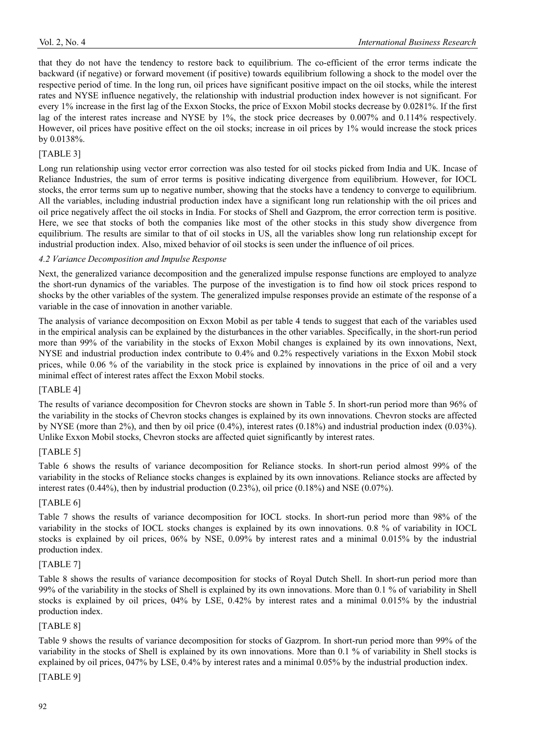that they do not have the tendency to restore back to equilibrium. The co-efficient of the error terms indicate the backward (if negative) or forward movement (if positive) towards equilibrium following a shock to the model over the respective period of time. In the long run, oil prices have significant positive impact on the oil stocks, while the interest rates and NYSE influence negatively, the relationship with industrial production index however is not significant. For every 1% increase in the first lag of the Exxon Stocks, the price of Exxon Mobil stocks decrease by 0.0281%. If the first lag of the interest rates increase and NYSE by 1%, the stock price decreases by 0.007% and 0.114% respectively. However, oil prices have positive effect on the oil stocks; increase in oil prices by 1% would increase the stock prices by 0.0138%.

[TABLE 3]

Long run relationship using vector error correction was also tested for oil stocks picked from India and UK. Incase of Reliance Industries, the sum of error terms is positive indicating divergence from equilibrium. However, for IOCL stocks, the error terms sum up to negative number, showing that the stocks have a tendency to converge to equilibrium. All the variables, including industrial production index have a significant long run relationship with the oil prices and oil price negatively affect the oil stocks in India. For stocks of Shell and Gazprom, the error correction term is positive. Here, we see that stocks of both the companies like most of the other stocks in this study show divergence from equilibrium. The results are similar to that of oil stocks in US, all the variables show long run relationship except for industrial production index. Also, mixed behavior of oil stocks is seen under the influence of oil prices.

### *4.2 Variance Decomposition and Impulse Response*

Next, the generalized variance decomposition and the generalized impulse response functions are employed to analyze the short-run dynamics of the variables. The purpose of the investigation is to find how oil stock prices respond to shocks by the other variables of the system. The generalized impulse responses provide an estimate of the response of a variable in the case of innovation in another variable.

The analysis of variance decomposition on Exxon Mobil as per table 4 tends to suggest that each of the variables used in the empirical analysis can be explained by the disturbances in the other variables. Specifically, in the short-run period more than 99% of the variability in the stocks of Exxon Mobil changes is explained by its own innovations, Next, NYSE and industrial production index contribute to 0.4% and 0.2% respectively variations in the Exxon Mobil stock prices, while 0.06 % of the variability in the stock price is explained by innovations in the price of oil and a very minimal effect of interest rates affect the Exxon Mobil stocks.

[TABLE 4]

The results of variance decomposition for Chevron stocks are shown in Table 5. In short-run period more than 96% of the variability in the stocks of Chevron stocks changes is explained by its own innovations. Chevron stocks are affected by NYSE (more than 2%), and then by oil price (0.4%), interest rates (0.18%) and industrial production index (0.03%). Unlike Exxon Mobil stocks, Chevron stocks are affected quiet significantly by interest rates.

[TABLE 5]

Table 6 shows the results of variance decomposition for Reliance stocks. In short-run period almost 99% of the variability in the stocks of Reliance stocks changes is explained by its own innovations. Reliance stocks are affected by interest rates (0.44%), then by industrial production (0.23%), oil price (0.18%) and NSE (0.07%).

[TABLE 6]

Table 7 shows the results of variance decomposition for IOCL stocks. In short-run period more than 98% of the variability in the stocks of IOCL stocks changes is explained by its own innovations. 0.8 % of variability in IOCL stocks is explained by oil prices, 06% by NSE, 0.09% by interest rates and a minimal 0.015% by the industrial production index.

[TABLE 7]

Table 8 shows the results of variance decomposition for stocks of Royal Dutch Shell. In short-run period more than 99% of the variability in the stocks of Shell is explained by its own innovations. More than 0.1 % of variability in Shell stocks is explained by oil prices, 04% by LSE, 0.42% by interest rates and a minimal 0.015% by the industrial production index.

[TABLE 8]

Table 9 shows the results of variance decomposition for stocks of Gazprom. In short-run period more than 99% of the variability in the stocks of Shell is explained by its own innovations. More than 0.1 % of variability in Shell stocks is explained by oil prices, 047% by LSE, 0.4% by interest rates and a minimal 0.05% by the industrial production index.

[TABLE 9]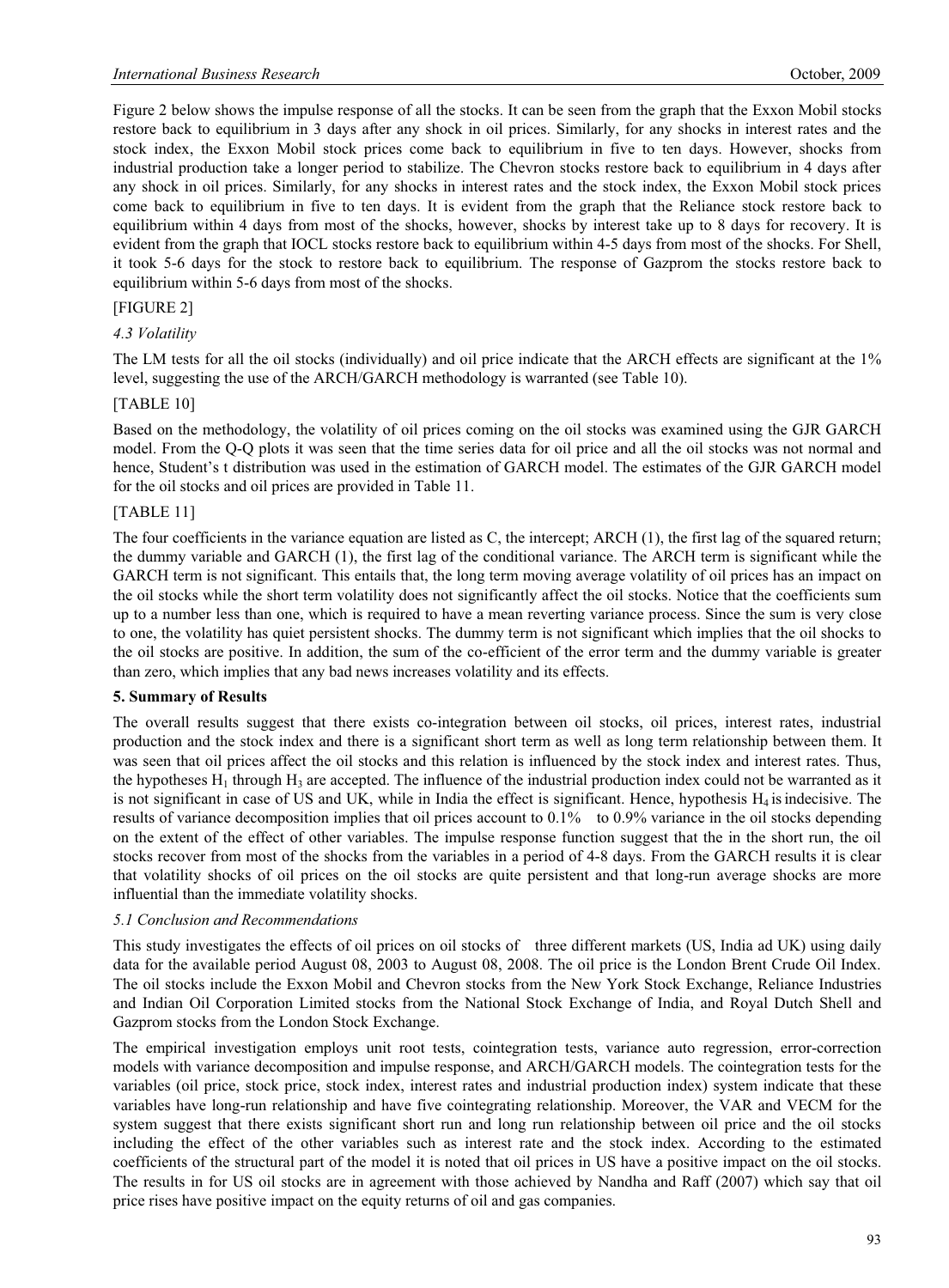Figure 2 below shows the impulse response of all the stocks. It can be seen from the graph that the Exxon Mobil stocks restore back to equilibrium in 3 days after any shock in oil prices. Similarly, for any shocks in interest rates and the stock index, the Exxon Mobil stock prices come back to equilibrium in five to ten days. However, shocks from industrial production take a longer period to stabilize. The Chevron stocks restore back to equilibrium in 4 days after any shock in oil prices. Similarly, for any shocks in interest rates and the stock index, the Exxon Mobil stock prices come back to equilibrium in five to ten days. It is evident from the graph that the Reliance stock restore back to equilibrium within 4 days from most of the shocks, however, shocks by interest take up to 8 days for recovery. It is evident from the graph that IOCL stocks restore back to equilibrium within 4-5 days from most of the shocks. For Shell, it took 5-6 days for the stock to restore back to equilibrium. The response of Gazprom the stocks restore back to equilibrium within 5-6 days from most of the shocks.

[FIGURE 2]

### *4.3 Volatility*

The LM tests for all the oil stocks (individually) and oil price indicate that the ARCH effects are significant at the 1% level, suggesting the use of the ARCH/GARCH methodology is warranted (see Table 10).

[TABLE 10]

Based on the methodology, the volatility of oil prices coming on the oil stocks was examined using the GJR GARCH model. From the Q-Q plots it was seen that the time series data for oil price and all the oil stocks was not normal and hence, Student's t distribution was used in the estimation of GARCH model. The estimates of the GJR GARCH model for the oil stocks and oil prices are provided in Table 11.

[TABLE 11]

The four coefficients in the variance equation are listed as C, the intercept; ARCH (1), the first lag of the squared return; the dummy variable and GARCH (1), the first lag of the conditional variance. The ARCH term is significant while the GARCH term is not significant. This entails that, the long term moving average volatility of oil prices has an impact on the oil stocks while the short term volatility does not significantly affect the oil stocks. Notice that the coefficients sum up to a number less than one, which is required to have a mean reverting variance process. Since the sum is very close to one, the volatility has quiet persistent shocks. The dummy term is not significant which implies that the oil shocks to the oil stocks are positive. In addition, the sum of the co-efficient of the error term and the dummy variable is greater than zero, which implies that any bad news increases volatility and its effects.

## 5. Summary of Results

The overall results suggest that there exists co-integration between oil stocks, oil prices, interest rates, industrial production and the stock index and there is a significant short term as well as long term relationship between them. It was seen that oil prices affect the oil stocks and this relation is influenced by the stock index and interest rates. Thus, the hypotheses $H_1$ through $H_3$ are accepted. The influence of the industrial production index could not be warranted as it is not significant in case of US and UK, while in India the effect is significant. Hence, hypothesis $H_4$ is indecisive. The results of variance decomposition implies that oil prices account to 0.1% to 0.9% variance in the oil stocks depending on the extent of the effect of other variables. The impulse response function suggest that the in the short run, the oil stocks recover from most of the shocks from the variables in a period of 4-8 days. From the GARCH results it is clear that volatility shocks of oil prices on the oil stocks are quite persistent and that long-run average shocks are more influential than the immediate volatility shocks.

### *5.1 Conclusion and Recommendations*

This study investigates the effects of oil prices on oil stocks of three different markets (US, India ad UK) using daily data for the available period August 08, 2003 to August 08, 2008. The oil price is the London Brent Crude Oil Index. The oil stocks include the Exxon Mobil and Chevron stocks from the New York Stock Exchange, Reliance Industries and Indian Oil Corporation Limited stocks from the National Stock Exchange of India, and Royal Dutch Shell and Gazprom stocks from the London Stock Exchange.

The empirical investigation employs unit root tests, cointegration tests, variance auto regression, error-correction models with variance decomposition and impulse response, and ARCH/GARCH models. The cointegration tests for the variables (oil price, stock price, stock index, interest rates and industrial production index) system indicate that these variables have long-run relationship and have five cointegrating relationship. Moreover, the VAR and VECM for the system suggest that there exists significant short run and long run relationship between oil price and the oil stocks including the effect of the other variables such as interest rate and the stock index. According to the estimated coefficients of the structural part of the model it is noted that oil prices in US have a positive impact on the oil stocks. The results in for US oil stocks are in agreement with those achieved by Nandha and Raff (2007) which say that oil price rises have positive impact on the equity returns of oil and gas companies.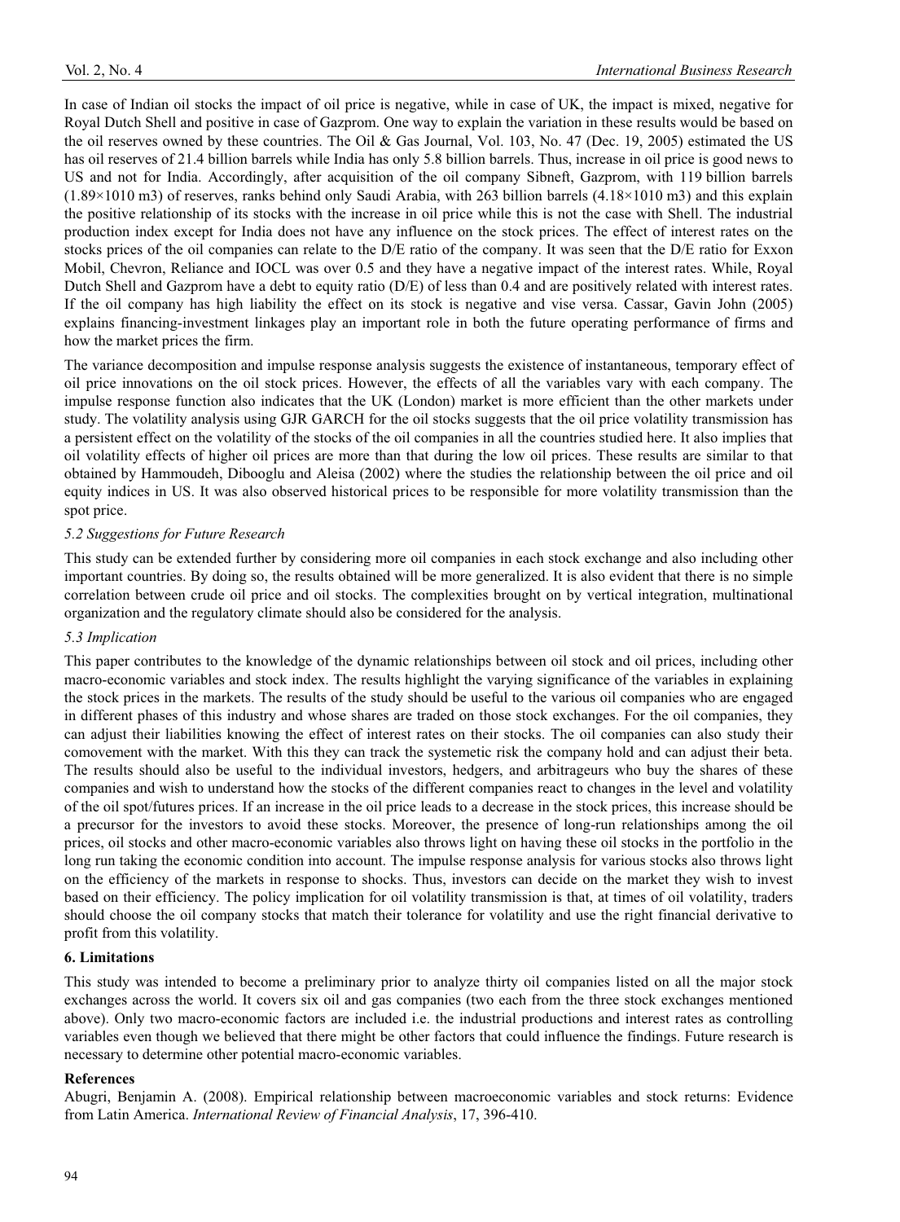In case of Indian oil stocks the impact of oil price is negative, while in case of UK, the impact is mixed, negative for Royal Dutch Shell and positive in case of Gazprom. One way to explain the variation in these results would be based on the oil reserves owned by these countries. The Oil & Gas Journal, Vol. 103, No. 47 (Dec. 19, 2005) estimated the US has oil reserves of 21.4 billion barrels while India has only 5.8 billion barrels. Thus, increase in oil price is good news to US and not for India. Accordingly, after acquisition of the oil company Sibneft, Gazprom, with 119 billion barrels ($1.89\times1010$ m3) of reserves, ranks behind only Saudi Arabia, with 263 billion barrels ($4.18\times1010$ m3) and this explain the positive relationship of its stocks with the increase in oil price while this is not the case with Shell. The industrial production index except for India does not have any influence on the stock prices. The effect of interest rates on the stocks prices of the oil companies can relate to the D/E ratio of the company. It was seen that the D/E ratio for Exxon Mobil, Chevron, Reliance and IOCL was over 0.5 and they have a negative impact of the interest rates. While, Royal Dutch Shell and Gazprom have a debt to equity ratio (D/E) of less than 0.4 and are positively related with interest rates. If the oil company has high liability the effect on its stock is negative and vise versa. Cassar, Gavin John (2005) explains financing-investment linkages play an important role in both the future operating performance of firms and how the market prices the firm.

The variance decomposition and impulse response analysis suggests the existence of instantaneous, temporary effect of oil price innovations on the oil stock prices. However, the effects of all the variables vary with each company. The impulse response function also indicates that the UK (London) market is more efficient than the other markets under study. The volatility analysis using GJR GARCH for the oil stocks suggests that the oil price volatility transmission has a persistent effect on the volatility of the stocks of the oil companies in all the countries studied here. It also implies that oil volatility effects of higher oil prices are more than that during the low oil prices. These results are similar to that obtained by Hammoudeh, Dibooglu and Aleisa (2002) where the studies the relationship between the oil price and oil equity indices in US. It was also observed historical prices to be responsible for more volatility transmission than the spot price.

### *5.2 Suggestions for Future Research*

This study can be extended further by considering more oil companies in each stock exchange and also including other important countries. By doing so, the results obtained will be more generalized. It is also evident that there is no simple correlation between crude oil price and oil stocks. The complexities brought on by vertical integration, multinational organization and the regulatory climate should also be considered for the analysis.

### *5.3 Implication*

This paper contributes to the knowledge of the dynamic relationships between oil stock and oil prices, including other macro-economic variables and stock index. The results highlight the varying significance of the variables in explaining the stock prices in the markets. The results of the study should be useful to the various oil companies who are engaged in different phases of this industry and whose shares are traded on those stock exchanges. For the oil companies, they can adjust their liabilities knowing the effect of interest rates on their stocks. The oil companies can also study their comovement with the market. With this they can track the systemetic risk the company hold and can adjust their beta. The results should also be useful to the individual investors, hedgers, and arbitrageurs who buy the shares of these companies and wish to understand how the stocks of the different companies react to changes in the level and volatility of the oil spot/futures prices. If an increase in the oil price leads to a decrease in the stock prices, this increase should be a precursor for the investors to avoid these stocks. Moreover, the presence of long-run relationships among the oil prices, oil stocks and other macro-economic variables also throws light on having these oil stocks in the portfolio in the long run taking the economic condition into account. The impulse response analysis for various stocks also throws light on the efficiency of the markets in response to shocks. Thus, investors can decide on the market they wish to invest based on their efficiency. The policy implication for oil volatility transmission is that, at times of oil volatility, traders should choose the oil company stocks that match their tolerance for volatility and use the right financial derivative to profit from this volatility.

## **6. Limitations**

This study was intended to become a preliminary prior to analyze thirty oil companies listed on all the major stock exchanges across the world. It covers six oil and gas companies (two each from the three stock exchanges mentioned above). Only two macro-economic factors are included i.e. the industrial productions and interest rates as controlling variables even though we believed that there might be other factors that could influence the findings. Future research is necessary to determine other potential macro-economic variables.

## **References**

Abugri, Benjamin A. (2008). Empirical relationship between macroeconomic variables and stock returns: Evidence from Latin America. *International Review of Financial Analysis*, 17, 396-410.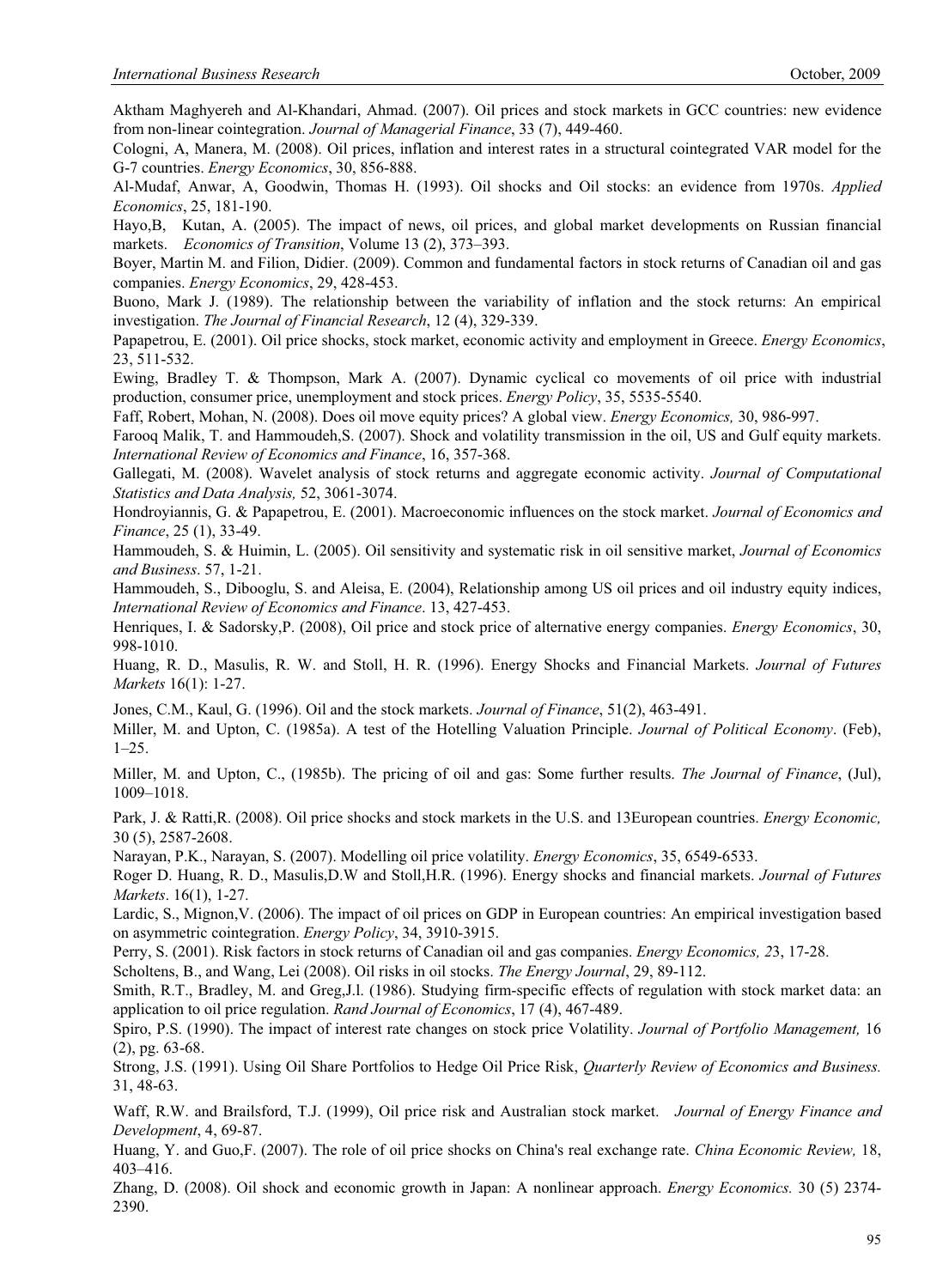Aktham Maghyereh and Al-Khandari, Ahmad. (2007). Oil prices and stock markets in GCC countries: new evidence from non-linear cointegration. *Journal of Managerial Finance*, 33 (7), 449-460.

Cologni, A, Manera, M. (2008). Oil prices, inflation and interest rates in a structural cointegrated VAR model for the G-7 countries. *Energy Economics*, 30, 856-888.

Al-Mudaf, Anwar, A, Goodwin, Thomas H. (1993). Oil shocks and Oil stocks: an evidence from 1970s. *Applied Economics*, 25, 181-190.

Hayo,B, Kutan, A. (2005). The impact of news, oil prices, and global market developments on Russian financial markets. *Economics of Transition*, Volume 13 (2), 373–393.

Boyer, Martin M. and Filion, Didier. (2009). Common and fundamental factors in stock returns of Canadian oil and gas companies. *Energy Economics*, 29, 428-453.

Buono, Mark J. (1989). The relationship between the variability of inflation and the stock returns: An empirical investigation. *The Journal of Financial Research*, 12 (4), 329-339.

Papapetrou, E. (2001). Oil price shocks, stock market, economic activity and employment in Greece. *Energy Economics*, 23, 511-532.

Ewing, Bradley T. & Thompson, Mark A. (2007). Dynamic cyclical co movements of oil price with industrial production, consumer price, unemployment and stock prices. *Energy Policy*, 35, 5535-5540.

Faff, Robert, Mohan, N. (2008). Does oil move equity prices? A global view. *Energy Economics,* 30, 986-997.

Farooq Malik, T. and Hammoudeh,S. (2007). Shock and volatility transmission in the oil, US and Gulf equity markets. *International Review of Economics and Finance*, 16, 357-368.

Gallegati, M. (2008). Wavelet analysis of stock returns and aggregate economic activity. *Journal of Computational Statistics and Data Analysis,* 52, 3061-3074.

Hondroyiannis, G. & Papapetrou, E. (2001). Macroeconomic influences on the stock market. *Journal of Economics and Finance*, 25 (1), 33-49.

Hammoudeh, S. & Huimin, L. (2005). Oil sensitivity and systematic risk in oil sensitive market, *Journal of Economics and Business*. 57, 1-21.

Hammoudeh, S., Dibooglu, S. and Aleisa, E. (2004), Relationship among US oil prices and oil industry equity indices, *International Review of Economics and Finance*. 13, 427-453.

Henriques, I. & Sadorsky,P. (2008), Oil price and stock price of alternative energy companies. *Energy Economics*, 30, 998-1010.

Huang, R. D., Masulis, R. W. and Stoll, H. R. (1996). Energy Shocks and Financial Markets. *Journal of Futures Markets* 16(1): 1-27.

Jones, C.M., Kaul, G. (1996). Oil and the stock markets. *Journal of Finance*, 51(2), 463-491.

Miller, M. and Upton, C. (1985a). A test of the Hotelling Valuation Principle. *Journal of Political Economy*. (Feb), 1–25.

Miller, M. and Upton, C., (1985b). The pricing of oil and gas: Some further results. *The Journal of Finance*, (Jul), 1009–1018.

Park, J. & Ratti,R. (2008). Oil price shocks and stock markets in the U.S. and 13European countries. *Energy Economic,* 30 (5), 2587-2608.

Narayan, P.K., Narayan, S. (2007). Modelling oil price volatility. *Energy Economics*, 35, 6549-6533.

Roger D. Huang, R. D., Masulis,D.W and Stoll,H.R. (1996). Energy shocks and financial markets. *Journal of Futures Markets*. 16(1), 1-27.

Lardic, S., Mignon,V. (2006). The impact of oil prices on GDP in European countries: An empirical investigation based on asymmetric cointegration. *Energy Policy*, 34, 3910-3915.

Perry, S. (2001). Risk factors in stock returns of Canadian oil and gas companies. *Energy Economics, 2*3, 17-28.

Scholtens, B., and Wang, Lei (2008). Oil risks in oil stocks. *The Energy Journal*, 29, 89-112.

Smith, R.T., Bradley, M. and Greg,J.l. (1986). Studying firm-specific effects of regulation with stock market data: an application to oil price regulation. *Rand Journal of Economics*, 17 (4), 467-489.

Spiro, P.S. (1990). The impact of interest rate changes on stock price Volatility. *Journal of Portfolio Management,* 16 (2), pg. 63-68.

Strong, J.S. (1991). Using Oil Share Portfolios to Hedge Oil Price Risk, *Quarterly Review of Economics and Business.* 31, 48-63.

Waff, R.W. and Brailsford, T.J. (1999), Oil price risk and Australian stock market. *Journal of Energy Finance and Development*, 4, 69-87.

Huang, Y. and Guo,F. (2007). The role of oil price shocks on China's real exchange rate. *China Economic Review,* 18, 403–416.

Zhang, D. (2008). Oil shock and economic growth in Japan: A nonlinear approach. *Energy Economics.* 30 (5) 2374-2390.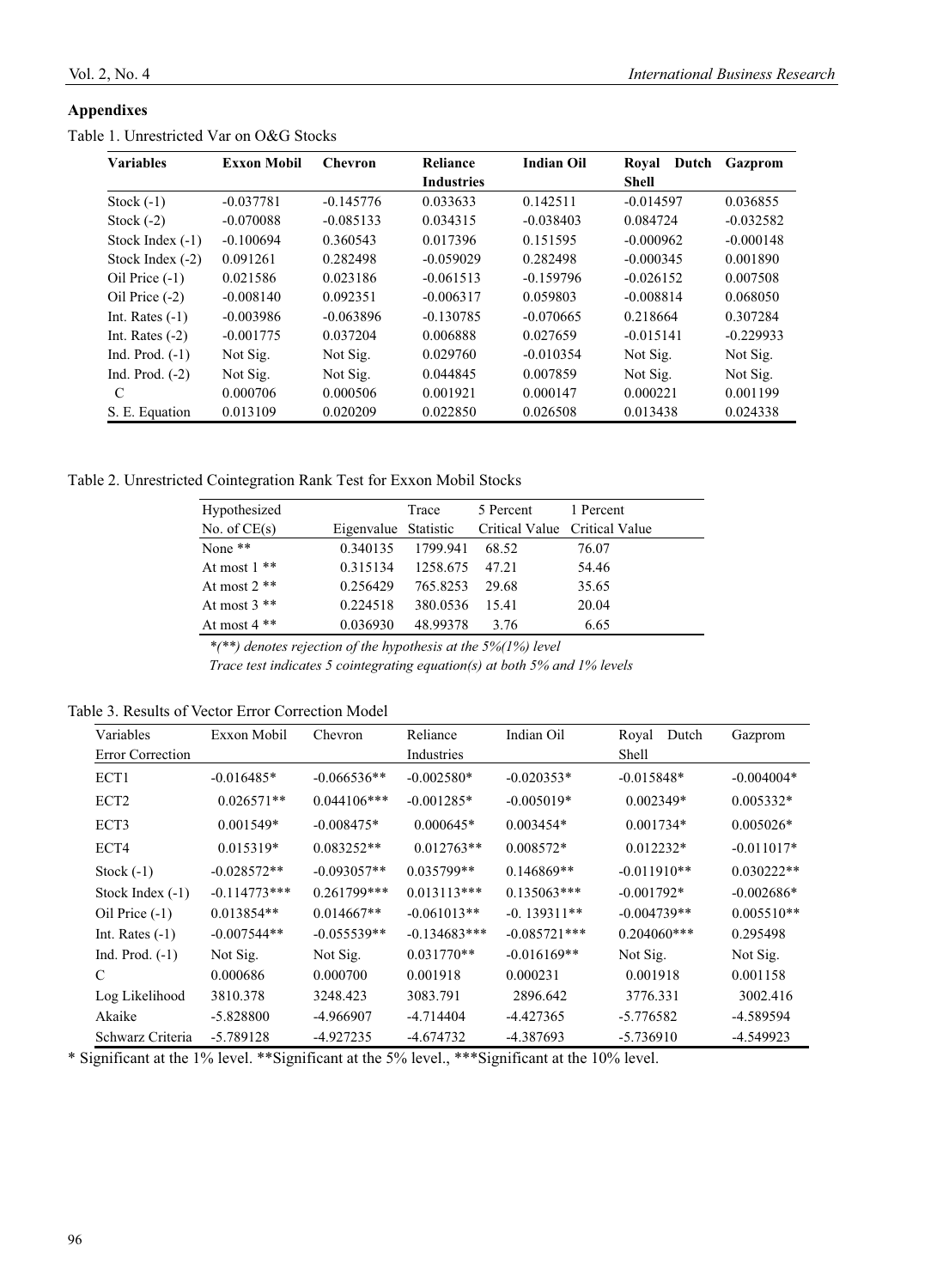## Appendixes

Table 1. Unrestricted Var on O&G Stocks

| Variables | Exxon Mobil | Chevron | Reliance Industries | Indian Oil | Royal Dutch Shell | Gazprom |
|---|---|---|---|---|---|---|
| Stock (-1) | -0.037781 | -0.145776 | 0.033633 | 0.142511 | -0.014597 | 0.036855 |
| Stock (-2) | -0.070088 | -0.085133 | 0.034315 | -0.038403 | 0.084724 | -0.032582 |
| Stock Index (-1) | -0.100694 | 0.360543 | 0.017396 | 0.151595 | -0.000962 | -0.000148 |
| Stock Index (-2) | 0.091261 | 0.282498 | -0.059029 | 0.282498 | -0.000345 | 0.001890 |
| Oil Price (-1) | 0.021586 | 0.023186 | -0.061513 | -0.159796 | -0.026152 | 0.007508 |
| Oil Price (-2) | -0.008140 | 0.092351 | -0.006317 | 0.059803 | -0.008814 | 0.068050 |
| Int. Rates (-1) | -0.003986 | -0.063896 | -0.130785 | -0.070665 | 0.218664 | 0.307284 |
| Int. Rates (-2) | -0.001775 | 0.037204 | 0.006888 | 0.027659 | -0.015141 | -0.229933 |
| Ind. Prod. (-1) | Not Sig. | Not Sig. | 0.029760 | -0.010354 | Not Sig. | Not Sig. |
| Ind. Prod. (-2) | Not Sig. | Not Sig. | 0.044845 | 0.007859 | Not Sig. | Not Sig. |
| C | 0.000706 | 0.000506 | 0.001921 | 0.000147 | 0.000221 | 0.001199 |
| S. E. Equation | 0.013109 | 0.020209 | 0.022850 | 0.026508 | 0.013438 | 0.024338 |

Table 2. Unrestricted Cointegration Rank Test for Exxon Mobil Stocks

| Hypothesized No. of CE(s) | Eigenvalue | Trace Statistic | 5 Percent Critical Value | 1 Percent Critical Value |
|---|---|---|---|---|
| None ** | 0.340135 | 1799.941 | 68.52 | 76.07 |
| At most 1 ** | 0.315134 | 1258.675 | 47.21 | 54.46 |
| At most 2 ** | 0.256429 | 765.8253 | 29.68 | 35.65 |
| At most 3 ** | 0.224518 | 380.0536 | 15.41 | 20.04 |
| At most 4 ** | 0.036930 | 48.99378 | 3.76 | 6.65 |

*\*(\*\*) denotes rejection of the hypothesis at the 5%(1%) level*

*Trace test indicates 5 cointegrating equation(s) at both 5% and 1% levels*

Table 3. Results of Vector Error Correction Model

| Variables Error Correction | Exxon Mobil | Chevron | Reliance Industries | Indian Oil | Royal Dutch Shell | Gazprom |
|---|---|---|---|---|---|---|
| ECT1 | -0.016485* | -0.066536** | -0.002580* | -0.020353* | -0.015848* | -0.004004* |
| ECT2 | 0.026571** | 0.044106*** | -0.001285* | -0.005019* | 0.002349* | 0.005332* |
| ECT3 | 0.001549* | -0.008475* | 0.000645* | 0.003454* | 0.001734* | 0.005026* |
| ECT4 | 0.015319* | 0.083252** | 0.012763** | 0.008572* | 0.012232* | -0.011017* |
| Stock (-1) | -0.028572** | -0.093057** | 0.035799** | 0.146869** | -0.011910** | 0.030222** |
| Stock Index (-1) | -0.114773*** | 0.261799*** | 0.013113*** | 0.135063*** | -0.001792* | -0.002686* |
| Oil Price (-1) | 0.013854** | 0.014667** | -0.061013** | -0. 139311** | -0.004739** | 0.005510** |
| Int. Rates (-1) | -0.007544** | -0.055539** | -0.134683*** | -0.085721*** | 0.204060*** | 0.295498 |
| Ind. Prod. (-1) | Not Sig. | Not Sig. | 0.031770** | -0.016169** | Not Sig. | Not Sig. |
| C | 0.000686 | 0.000700 | 0.001918 | 0.000231 | 0.001918 | 0.001158 |
| Log Likelihood | 3810.378 | 3248.423 | 3083.791 | 2896.642 | 3776.331 | 3002.416 |
| Akaike | -5.828800 | -4.966907 | -4.714404 | -4.427365 | -5.776582 | -4.589594 |
| Schwarz Criteria | -5.789128 | -4.927235 | -4.674732 | -4.387693 | -5.736910 | -4.549923 |

\* Significant at the 1% level. \*\*Significant at the 5% level., \*\*\*Significant at the 10% level.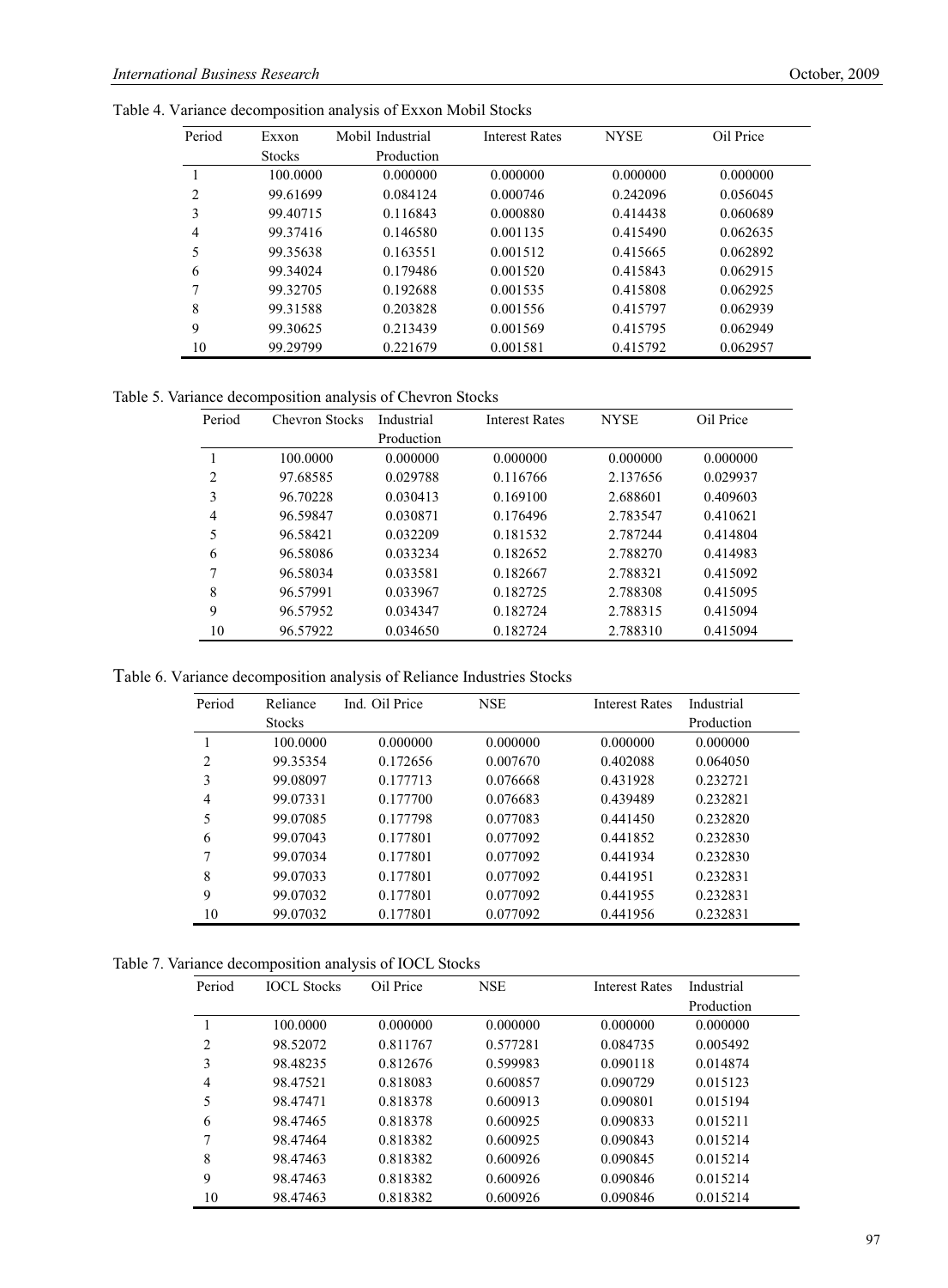Table 4. Variance decomposition analysis of Exxon Mobil Stocks

| Period | Exxon Stocks | Mobil Industrial Production | Interest Rates | NYSE | Oil Price |
|---|---|---|---|---|---|
| 1 | 100.0000 | 0.000000 | 0.000000 | 0.000000 | 0.000000 |
| 2 | 99.61699 | 0.084124 | 0.000746 | 0.242096 | 0.056045 |
| 3 | 99.40715 | 0.116843 | 0.000880 | 0.414438 | 0.060689 |
| 4 | 99.37416 | 0.146580 | 0.001135 | 0.415490 | 0.062635 |
| 5 | 99.35638 | 0.163551 | 0.001512 | 0.415665 | 0.062892 |
| 6 | 99.34024 | 0.179486 | 0.001520 | 0.415843 | 0.062915 |
| 7 | 99.32705 | 0.192688 | 0.001535 | 0.415808 | 0.062925 |
| 8 | 99.31588 | 0.203828 | 0.001556 | 0.415797 | 0.062939 |
| 9 | 99.30625 | 0.213439 | 0.001569 | 0.415795 | 0.062949 |
| 10 | 99.29799 | 0.221679 | 0.001581 | 0.415792 | 0.062957 |

Table 5. Variance decomposition analysis of Chevron Stocks

| Period | Chevron Stocks | Industrial Production | Interest Rates | NYSE | Oil Price |
|---|---|---|---|---|---|
| 1 | 100.0000 | 0.000000 | 0.000000 | 0.000000 | 0.000000 |
| 2 | 97.68585 | 0.029788 | 0.116766 | 2.137656 | 0.029937 |
| 3 | 96.70228 | 0.030413 | 0.169100 | 2.688601 | 0.409603 |
| 4 | 96.59847 | 0.030871 | 0.176496 | 2.783547 | 0.410621 |
| 5 | 96.58421 | 0.032209 | 0.181532 | 2.787244 | 0.414804 |
| 6 | 96.58086 | 0.033234 | 0.182652 | 2.788270 | 0.414983 |
| 7 | 96.58034 | 0.033581 | 0.182667 | 2.788321 | 0.415092 |
| 8 | 96.57991 | 0.033967 | 0.182725 | 2.788308 | 0.415095 |
| 9 | 96.57952 | 0.034347 | 0.182724 | 2.788315 | 0.415094 |
| 10 | 96.57922 | 0.034650 | 0.182724 | 2.788310 | 0.415094 |

Table 6. Variance decomposition analysis of Reliance Industries Stocks

| Period | Reliance Stocks | Ind. Oil Price | NSE | Interest Rates | Industrial Production |
|---|---|---|---|---|---|
| 1 | 100.0000 | 0.000000 | 0.000000 | 0.000000 | 0.000000 |
| 2 | 99.35354 | 0.172656 | 0.007670 | 0.402088 | 0.064050 |
| 3 | 99.08097 | 0.177713 | 0.076668 | 0.431928 | 0.232721 |
| 4 | 99.07331 | 0.177700 | 0.076683 | 0.439489 | 0.232821 |
| 5 | 99.07085 | 0.177798 | 0.077083 | 0.441450 | 0.232820 |
| 6 | 99.07043 | 0.177801 | 0.077092 | 0.441852 | 0.232830 |
| 7 | 99.07034 | 0.177801 | 0.077092 | 0.441934 | 0.232830 |
| 8 | 99.07033 | 0.177801 | 0.077092 | 0.441951 | 0.232831 |
| 9 | 99.07032 | 0.177801 | 0.077092 | 0.441955 | 0.232831 |
| 10 | 99.07032 | 0.177801 | 0.077092 | 0.441956 | 0.232831 |

Table 7. Variance decomposition analysis of IOCL Stocks

| Period | IOCL Stocks | Oil Price | NSE | Interest Rates | Industrial Production |
|---|---|---|---|---|---|
| 1 | 100.0000 | 0.000000 | 0.000000 | 0.000000 | 0.000000 |
| 2 | 98.52072 | 0.811767 | 0.577281 | 0.084735 | 0.005492 |
| 3 | 98.48235 | 0.812676 | 0.599983 | 0.090118 | 0.014874 |
| 4 | 98.47521 | 0.818083 | 0.600857 | 0.090729 | 0.015123 |
| 5 | 98.47471 | 0.818378 | 0.600913 | 0.090801 | 0.015194 |
| 6 | 98.47465 | 0.818378 | 0.600925 | 0.090833 | 0.015211 |
| 7 | 98.47464 | 0.818382 | 0.600925 | 0.090843 | 0.015214 |
| 8 | 98.47463 | 0.818382 | 0.600926 | 0.090845 | 0.015214 |
| 9 | 98.47463 | 0.818382 | 0.600926 | 0.090846 | 0.015214 |
| 10 | 98.47463 | 0.818382 | 0.600926 | 0.090846 | 0.015214 |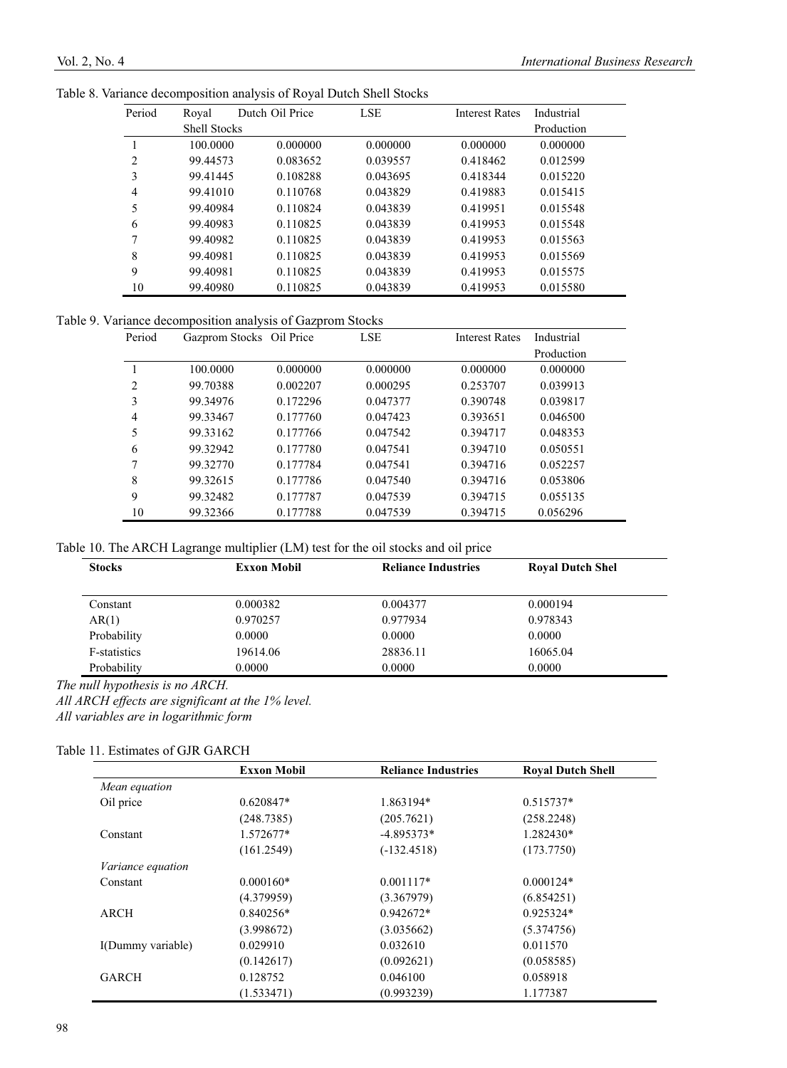Table 8. Variance decomposition analysis of Royal Dutch Shell Stocks

| Period | Royal Dutch Shell Stocks | Oil Price | LSE | Interest Rates | Industrial Production |
|---|---|---|---|---|---|
| 1 | 100.0000 | 0.000000 | 0.000000 | 0.000000 | 0.000000 |
| 2 | 99.44573 | 0.083652 | 0.039557 | 0.418462 | 0.012599 |
| 3 | 99.41445 | 0.108288 | 0.043695 | 0.418344 | 0.015220 |
| 4 | 99.41010 | 0.110768 | 0.043829 | 0.419883 | 0.015415 |
| 5 | 99.40984 | 0.110824 | 0.043839 | 0.419951 | 0.015548 |
| 6 | 99.40983 | 0.110825 | 0.043839 | 0.419953 | 0.015548 |
| 7 | 99.40982 | 0.110825 | 0.043839 | 0.419953 | 0.015563 |
| 8 | 99.40981 | 0.110825 | 0.043839 | 0.419953 | 0.015569 |
| 9 | 99.40981 | 0.110825 | 0.043839 | 0.419953 | 0.015575 |
| 10 | 99.40980 | 0.110825 | 0.043839 | 0.419953 | 0.015580 |

Table 9. Variance decomposition analysis of Gazprom Stocks

| Period | Gazprom Stocks | Oil Price | LSE | Interest Rates | Industrial Production |
|---|---|---|---|---|---|
| 1 | 100.0000 | 0.000000 | 0.000000 | 0.000000 | 0.000000 |
| 2 | 99.70388 | 0.002207 | 0.000295 | 0.253707 | 0.039913 |
| 3 | 99.34976 | 0.172296 | 0.047377 | 0.390748 | 0.039817 |
| 4 | 99.33467 | 0.177760 | 0.047423 | 0.393651 | 0.046500 |
| 5 | 99.33162 | 0.177766 | 0.047542 | 0.394717 | 0.048353 |
| 6 | 99.32942 | 0.177780 | 0.047541 | 0.394710 | 0.050551 |
| 7 | 99.32770 | 0.177784 | 0.047541 | 0.394716 | 0.052257 |
| 8 | 99.32615 | 0.177786 | 0.047540 | 0.394716 | 0.053806 |
| 9 | 99.32482 | 0.177787 | 0.047539 | 0.394715 | 0.055135 |
| 10 | 99.32366 | 0.177788 | 0.047539 | 0.394715 | 0.056296 |

Table 10. The ARCH Lagrange multiplier (LM) test for the oil stocks and oil price

| Stocks | Exxon Mobil | Reliance Industries | Royal Dutch Shel |
|---|---|---|---|
| Constant | 0.000382 | 0.004377 | 0.000194 |
| AR(1) | 0.970257 | 0.977934 | 0.978343 |
| Probability | 0.0000 | 0.0000 | 0.0000 |
| F-statistics | 19614.06 | 28836.11 | 16065.04 |
| Probability | 0.0000 | 0.0000 | 0.0000 |

*The null hypothesis is no ARCH.*

*All ARCH effects are significant at the 1% level.*

*All variables are in logarithmic form*

Table 11. Estimates of GJR GARCH

| | Exxon Mobil | Reliance Industries | Royal Dutch Shell |
|---|---|---|---|
| *Mean equation* | | | |
| Oil price | 0.620847* | 1.863194* | 0.515737* |
| | (248.7385) | (205.7621) | (258.2248) |
| Constant | 1.572677* | -4.895373* | 1.282430* |
| | (161.2549) | (-132.4518) | (173.7750) |
| *Variance equation* | | | |
| Constant | 0.000160* | 0.001117* | 0.000124* |
| | (4.379959) | (3.367979) | (6.854251) |
| ARCH | 0.840256* | 0.942672* | 0.925324* |
| | (3.998672) | (3.035662) | (5.374756) |
| I(Dummy variable) | 0.029910 | 0.032610 | 0.011570 |
| | (0.142617) | (0.092621) | (0.058585) |
| GARCH | 0.128752 | 0.046100 | 0.058918 |
| | (1.533471) | (0.993239) | 1.177387 |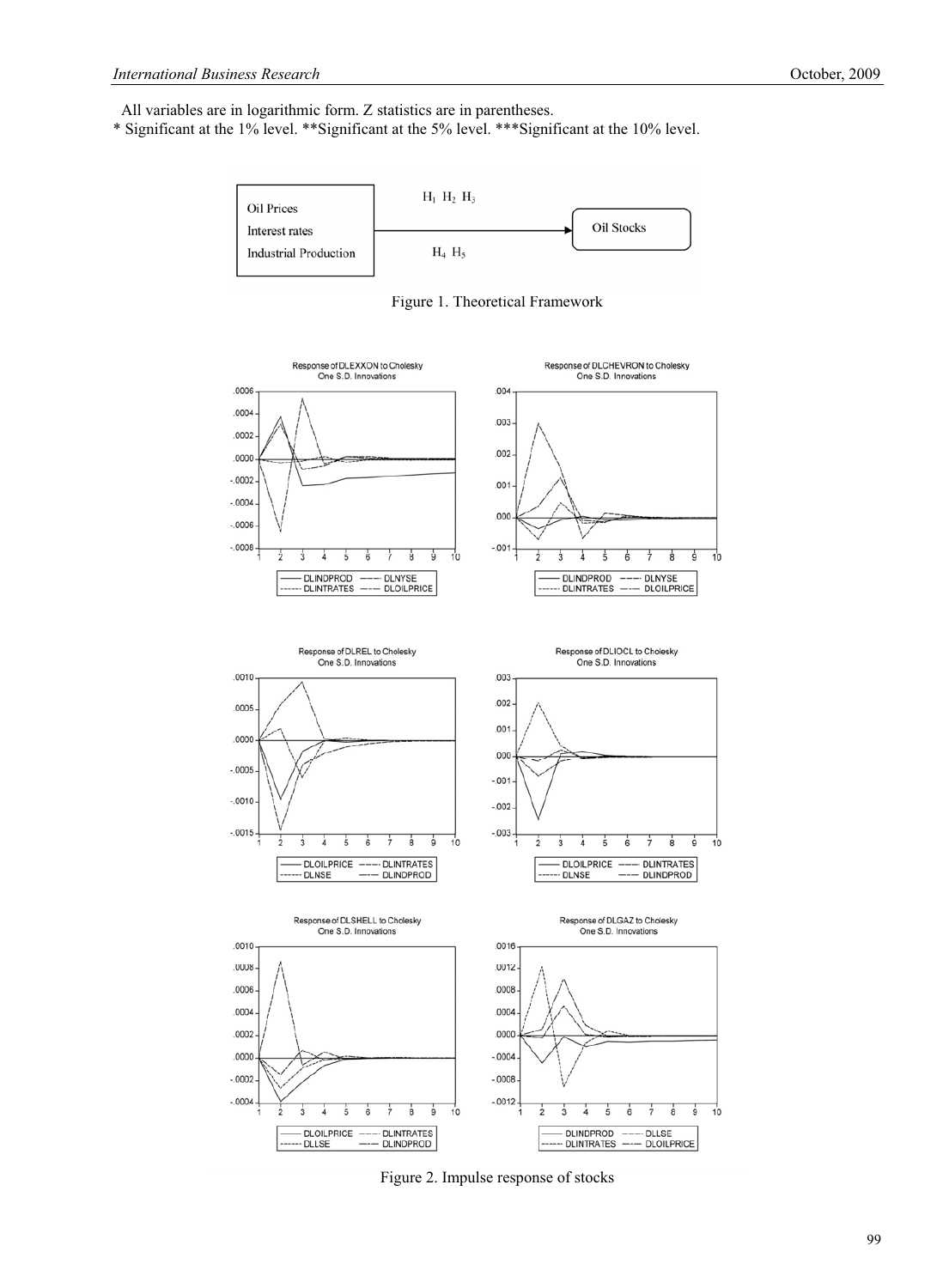All variables are in logarithmic form. Z statistics are in parentheses.

\* Significant at the 1% level. \*\*Significant at the 5% level. \*\*\*Significant at the 10% level.

Oil Prices
Interest rates
Industrial Production
$H_1$ $H_2$ $H_3$
$H_4$ $H_5$
Oil Stocks

Figure 1. Theoretical Framework

Response of DLEXXON to Cholesky One S.D. Innovations
DLINDPROD DLNYSE DLINTRATES DLOILPRICE

Response of DLCHEVRON to Cholesky One S.D. Innovations
DLINDPROD DLNYSE DLINTRATES DLOILPRICE

Response of DLREL to Cholesky One S.D. Innovations
DLOILPRICE DLINTRATES DLNSE DLINDPROD

Response of DLIOCL to Cholesky One S.D. Innovations
DLOILPRICE DLINTRATES DLNSE DLINDPROD

Response of DLSHELL to Cholesky One S.D. Innovations
DLOILPRICE DLINTRATES DLLSE DLINDPROD

Response of DLGAZ to Cholesky One S.D. Innovations
DLINDPROD DLLSE DLINTRATES DLOILPRICE

Figure 2. Impulse response of stocks